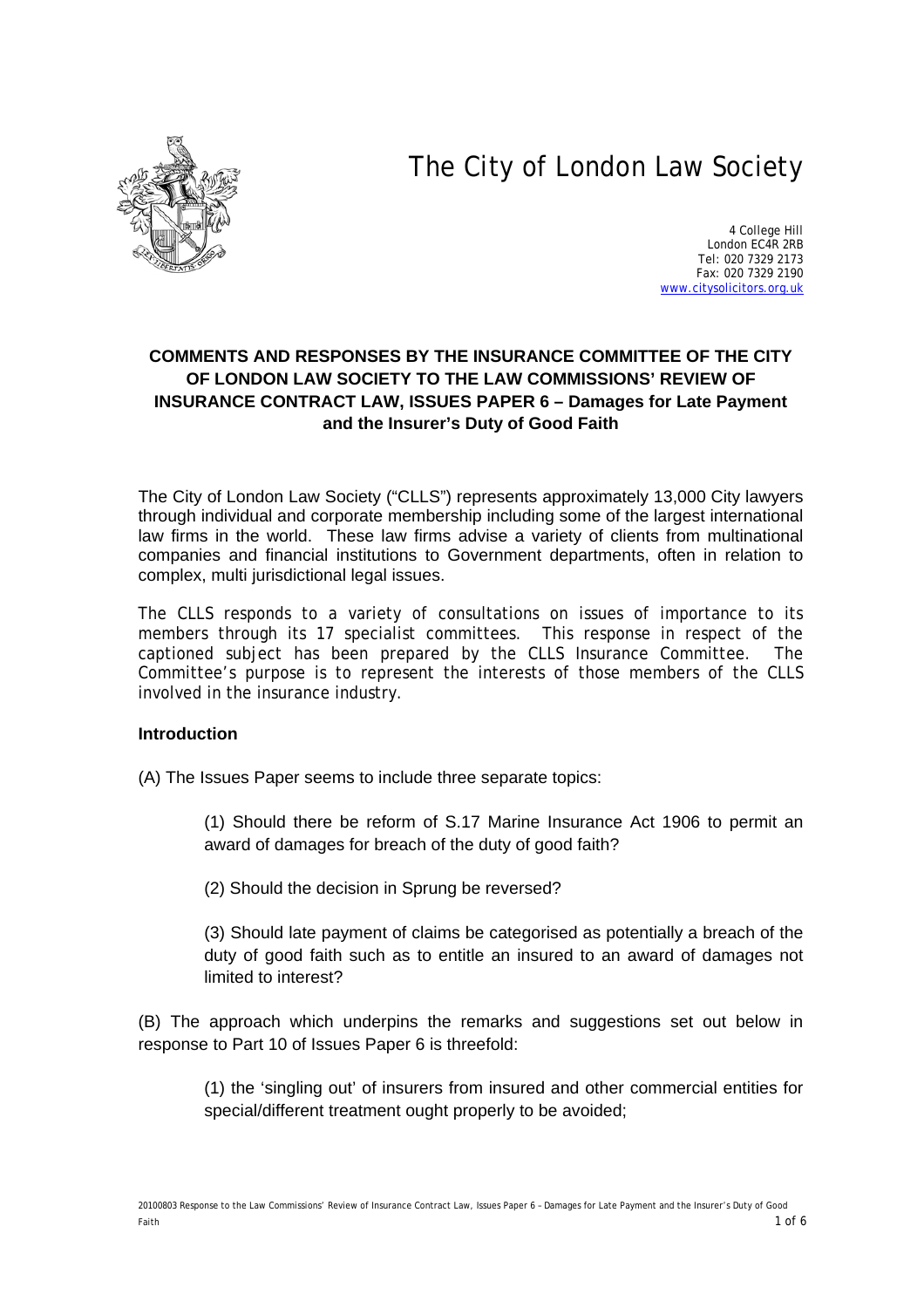# The City of London Law Society

4 College Hill
London EC4R 2RB
Tel: 020 7329 2173
Fax: 020 7329 2190
www.citysolicitors.org.uk

**COMMENTS AND RESPONSES BY THE INSURANCE COMMITTEE OF THE CITY OF LONDON LAW SOCIETY TO THE LAW COMMISSIONS' REVIEW OF INSURANCE CONTRACT LAW, ISSUES PAPER 6 – Damages for Late Payment and the Insurer's Duty of Good Faith**

The City of London Law Society ("CLLS") represents approximately 13,000 City lawyers through individual and corporate membership including some of the largest international law firms in the world. These law firms advise a variety of clients from multinational companies and financial institutions to Government departments, often in relation to complex, multi jurisdictional legal issues.

The CLLS responds to a variety of consultations on issues of importance to its members through its 17 specialist committees. This response in respect of the captioned subject has been prepared by the CLLS Insurance Committee. The Committee's purpose is to represent the interests of those members of the CLLS involved in the insurance industry.

**Introduction**

(A) The Issues Paper seems to include three separate topics:

> (1) Should there be reform of S.17 Marine Insurance Act 1906 to permit an award of damages for breach of the duty of good faith?
>
> (2) Should the decision in Sprung be reversed?
>
> (3) Should late payment of claims be categorised as potentially a breach of the duty of good faith such as to entitle an insured to an award of damages not limited to interest?

(B) The approach which underpins the remarks and suggestions set out below in response to Part 10 of Issues Paper 6 is threefold:

> (1) the 'singling out' of insurers from insured and other commercial entities for special/different treatment ought properly to be avoided;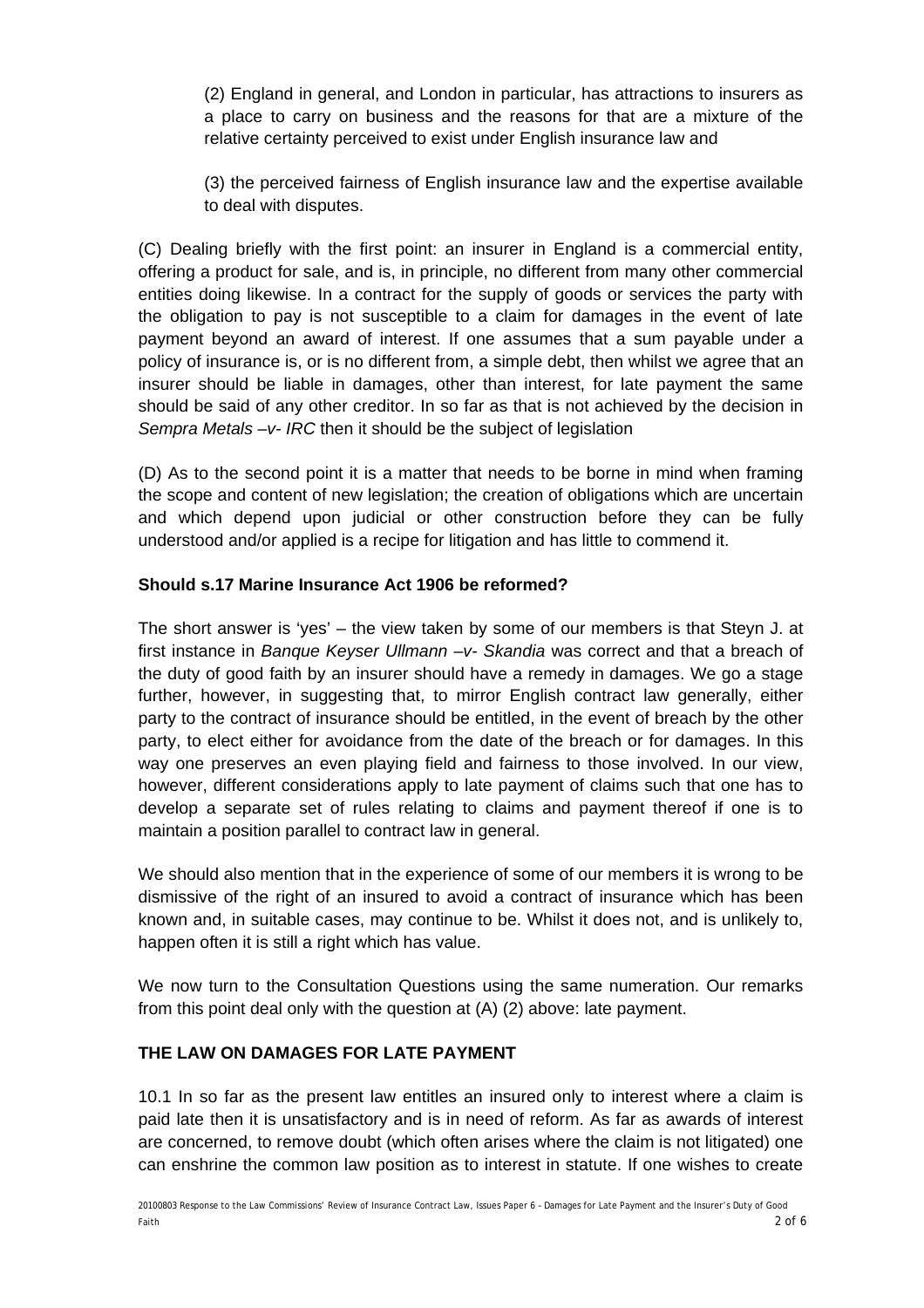(2) England in general, and London in particular, has attractions to insurers as a place to carry on business and the reasons for that are a mixture of the relative certainty perceived to exist under English insurance law and

(3) the perceived fairness of English insurance law and the expertise available to deal with disputes.

(C) Dealing briefly with the first point: an insurer in England is a commercial entity, offering a product for sale, and is, in principle, no different from many other commercial entities doing likewise. In a contract for the supply of goods or services the party with the obligation to pay is not susceptible to a claim for damages in the event of late payment beyond an award of interest. If one assumes that a sum payable under a policy of insurance is, or is no different from, a simple debt, then whilst we agree that an insurer should be liable in damages, other than interest, for late payment the same should be said of any other creditor. In so far as that is not achieved by the decision in *Sempra Metals –v- IRC* then it should be the subject of legislation

(D) As to the second point it is a matter that needs to be borne in mind when framing the scope and content of new legislation; the creation of obligations which are uncertain and which depend upon judicial or other construction before they can be fully understood and/or applied is a recipe for litigation and has little to commend it.

**Should s.17 Marine Insurance Act 1906 be reformed?**

The short answer is 'yes' – the view taken by some of our members is that Steyn J. at first instance in *Banque Keyser Ullmann –v- Skandia* was correct and that a breach of the duty of good faith by an insurer should have a remedy in damages. We go a stage further, however, in suggesting that, to mirror English contract law generally, either party to the contract of insurance should be entitled, in the event of breach by the other party, to elect either for avoidance from the date of the breach or for damages. In this way one preserves an even playing field and fairness to those involved. In our view, however, different considerations apply to late payment of claims such that one has to develop a separate set of rules relating to claims and payment thereof if one is to maintain a position parallel to contract law in general.

We should also mention that in the experience of some of our members it is wrong to be dismissive of the right of an insured to avoid a contract of insurance which has been known and, in suitable cases, may continue to be. Whilst it does not, and is unlikely to, happen often it is still a right which has value.

We now turn to the Consultation Questions using the same numeration. Our remarks from this point deal only with the question at (A) (2) above: late payment.

**THE LAW ON DAMAGES FOR LATE PAYMENT**

10.1 In so far as the present law entitles an insured only to interest where a claim is paid late then it is unsatisfactory and is in need of reform. As far as awards of interest are concerned, to remove doubt (which often arises where the claim is not litigated) one can enshrine the common law position as to interest in statute. If one wishes to create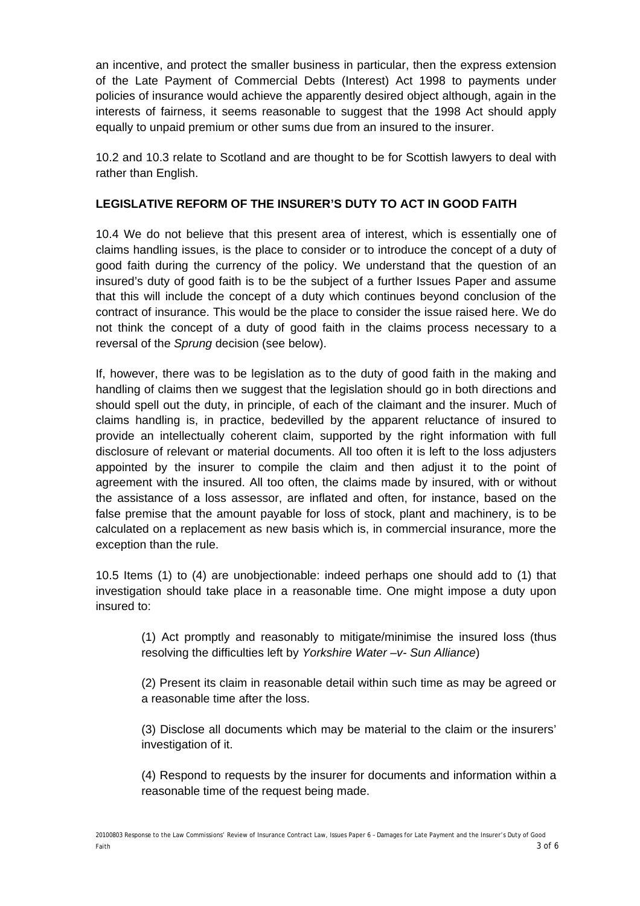an incentive, and protect the smaller business in particular, then the express extension of the Late Payment of Commercial Debts (Interest) Act 1998 to payments under policies of insurance would achieve the apparently desired object although, again in the interests of fairness, it seems reasonable to suggest that the 1998 Act should apply equally to unpaid premium or other sums due from an insured to the insurer.

10.2 and 10.3 relate to Scotland and are thought to be for Scottish lawyers to deal with rather than English.

**LEGISLATIVE REFORM OF THE INSURER'S DUTY TO ACT IN GOOD FAITH**

10.4 We do not believe that this present area of interest, which is essentially one of claims handling issues, is the place to consider or to introduce the concept of a duty of good faith during the currency of the policy. We understand that the question of an insured's duty of good faith is to be the subject of a further Issues Paper and assume that this will include the concept of a duty which continues beyond conclusion of the contract of insurance. This would be the place to consider the issue raised here. We do not think the concept of a duty of good faith in the claims process necessary to a reversal of the *Sprung* decision (see below).

If, however, there was to be legislation as to the duty of good faith in the making and handling of claims then we suggest that the legislation should go in both directions and should spell out the duty, in principle, of each of the claimant and the insurer. Much of claims handling is, in practice, bedevilled by the apparent reluctance of insured to provide an intellectually coherent claim, supported by the right information with full disclosure of relevant or material documents. All too often it is left to the loss adjusters appointed by the insurer to compile the claim and then adjust it to the point of agreement with the insured. All too often, the claims made by insured, with or without the assistance of a loss assessor, are inflated and often, for instance, based on the false premise that the amount payable for loss of stock, plant and machinery, is to be calculated on a replacement as new basis which is, in commercial insurance, more the exception than the rule.

10.5 Items (1) to (4) are unobjectionable: indeed perhaps one should add to (1) that investigation should take place in a reasonable time. One might impose a duty upon insured to:

> (1) Act promptly and reasonably to mitigate/minimise the insured loss (thus resolving the difficulties left by *Yorkshire Water –v- Sun Alliance*)
>
> (2) Present its claim in reasonable detail within such time as may be agreed or a reasonable time after the loss.
>
> (3) Disclose all documents which may be material to the claim or the insurers' investigation of it.
>
> (4) Respond to requests by the insurer for documents and information within a reasonable time of the request being made.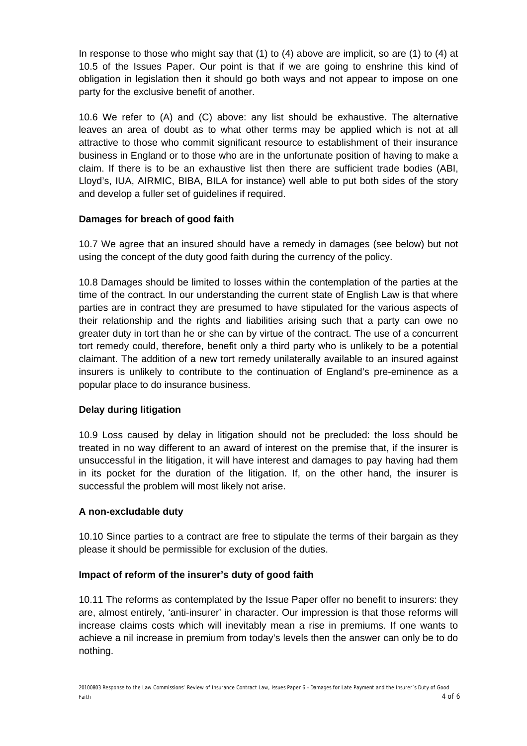In response to those who might say that (1) to (4) above are implicit, so are (1) to (4) at 10.5 of the Issues Paper. Our point is that if we are going to enshrine this kind of obligation in legislation then it should go both ways and not appear to impose on one party for the exclusive benefit of another.

10.6 We refer to (A) and (C) above: any list should be exhaustive. The alternative leaves an area of doubt as to what other terms may be applied which is not at all attractive to those who commit significant resource to establishment of their insurance business in England or to those who are in the unfortunate position of having to make a claim. If there is to be an exhaustive list then there are sufficient trade bodies (ABI, Lloyd's, IUA, AIRMIC, BIBA, BILA for instance) well able to put both sides of the story and develop a fuller set of guidelines if required.

**Damages for breach of good faith**

10.7 We agree that an insured should have a remedy in damages (see below) but not using the concept of the duty good faith during the currency of the policy.

10.8 Damages should be limited to losses within the contemplation of the parties at the time of the contract. In our understanding the current state of English Law is that where parties are in contract they are presumed to have stipulated for the various aspects of their relationship and the rights and liabilities arising such that a party can owe no greater duty in tort than he or she can by virtue of the contract. The use of a concurrent tort remedy could, therefore, benefit only a third party who is unlikely to be a potential claimant. The addition of a new tort remedy unilaterally available to an insured against insurers is unlikely to contribute to the continuation of England's pre-eminence as a popular place to do insurance business.

**Delay during litigation**

10.9 Loss caused by delay in litigation should not be precluded: the loss should be treated in no way different to an award of interest on the premise that, if the insurer is unsuccessful in the litigation, it will have interest and damages to pay having had them in its pocket for the duration of the litigation. If, on the other hand, the insurer is successful the problem will most likely not arise.

**A non-excludable duty**

10.10 Since parties to a contract are free to stipulate the terms of their bargain as they please it should be permissible for exclusion of the duties.

**Impact of reform of the insurer's duty of good faith**

10.11 The reforms as contemplated by the Issue Paper offer no benefit to insurers: they are, almost entirely, 'anti-insurer' in character. Our impression is that those reforms will increase claims costs which will inevitably mean a rise in premiums. If one wants to achieve a nil increase in premium from today's levels then the answer can only be to do nothing.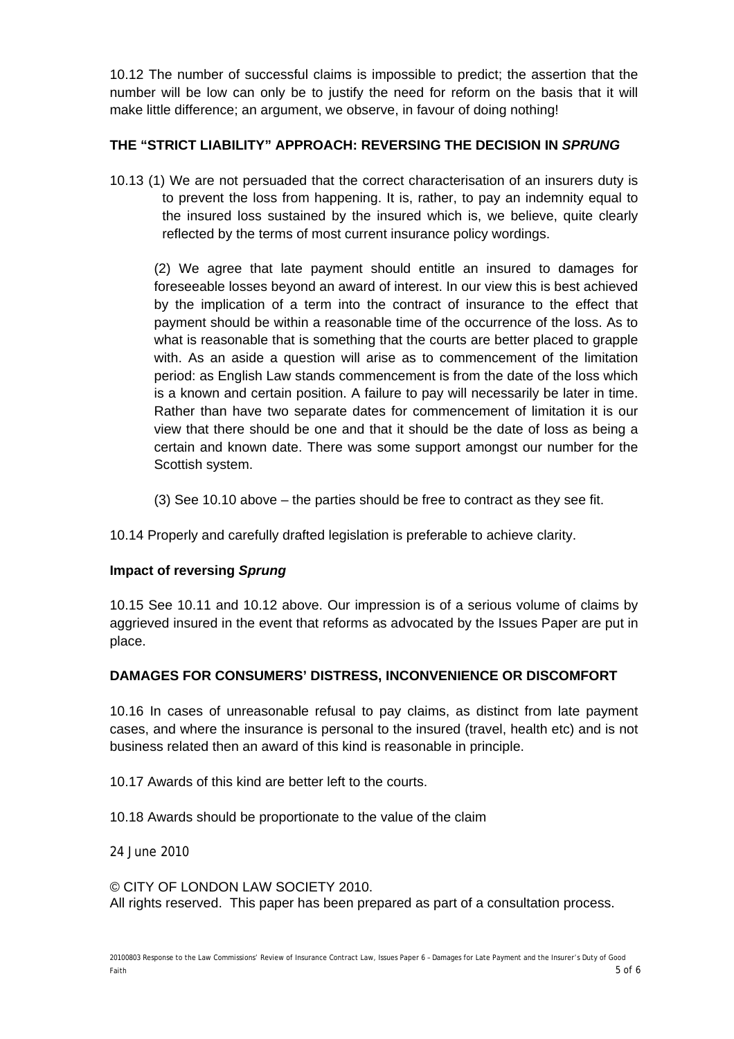10.12 The number of successful claims is impossible to predict; the assertion that the number will be low can only be to justify the need for reform on the basis that it will make little difference; an argument, we observe, in favour of doing nothing!

**THE "STRICT LIABILITY" APPROACH: REVERSING THE DECISION IN *SPRUNG***

10.13 (1) We are not persuaded that the correct characterisation of an insurers duty is to prevent the loss from happening. It is, rather, to pay an indemnity equal to the insured loss sustained by the insured which is, we believe, quite clearly reflected by the terms of most current insurance policy wordings.

(2) We agree that late payment should entitle an insured to damages for foreseeable losses beyond an award of interest. In our view this is best achieved by the implication of a term into the contract of insurance to the effect that payment should be within a reasonable time of the occurrence of the loss. As to what is reasonable that is something that the courts are better placed to grapple with. As an aside a question will arise as to commencement of the limitation period: as English Law stands commencement is from the date of the loss which is a known and certain position. A failure to pay will necessarily be later in time. Rather than have two separate dates for commencement of limitation it is our view that there should be one and that it should be the date of loss as being a certain and known date. There was some support amongst our number for the Scottish system.

(3) See 10.10 above – the parties should be free to contract as they see fit.

10.14 Properly and carefully drafted legislation is preferable to achieve clarity.

**Impact of reversing *Sprung***

10.15 See 10.11 and 10.12 above. Our impression is of a serious volume of claims by aggrieved insured in the event that reforms as advocated by the Issues Paper are put in place.

**DAMAGES FOR CONSUMERS' DISTRESS, INCONVENIENCE OR DISCOMFORT**

10.16 In cases of unreasonable refusal to pay claims, as distinct from late payment cases, and where the insurance is personal to the insured (travel, health etc) and is not business related then an award of this kind is reasonable in principle.

10.17 Awards of this kind are better left to the courts.

10.18 Awards should be proportionate to the value of the claim

24 June 2010

© CITY OF LONDON LAW SOCIETY 2010.
All rights reserved. This paper has been prepared as part of a consultation process.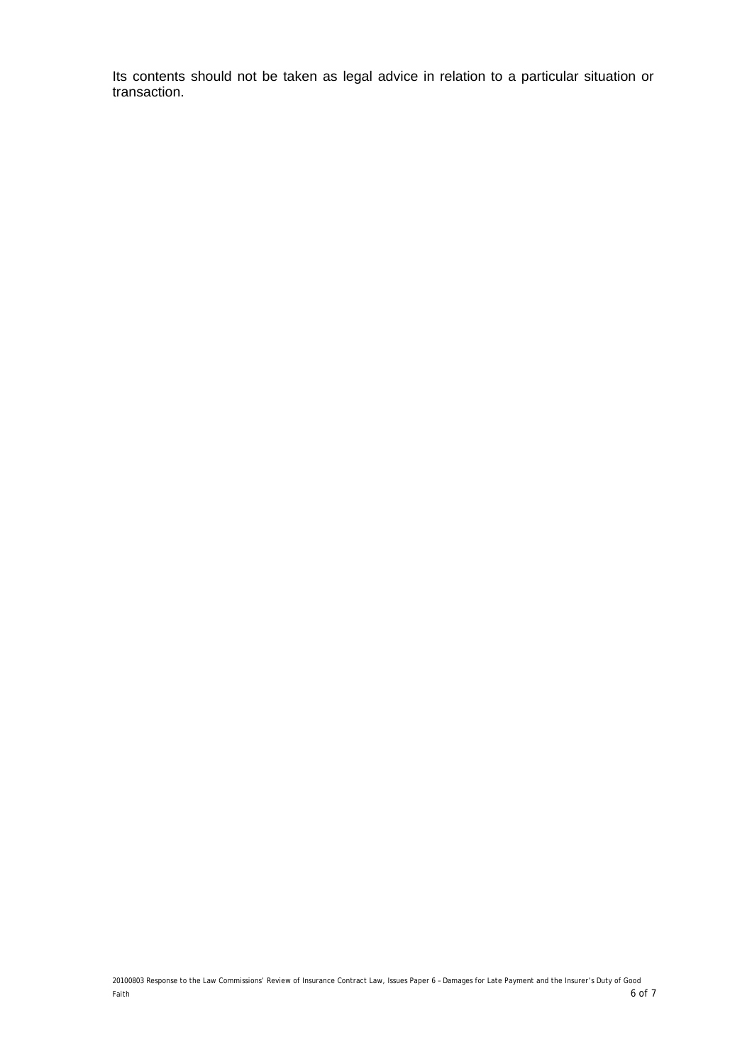Its contents should not be taken as legal advice in relation to a particular situation or transaction.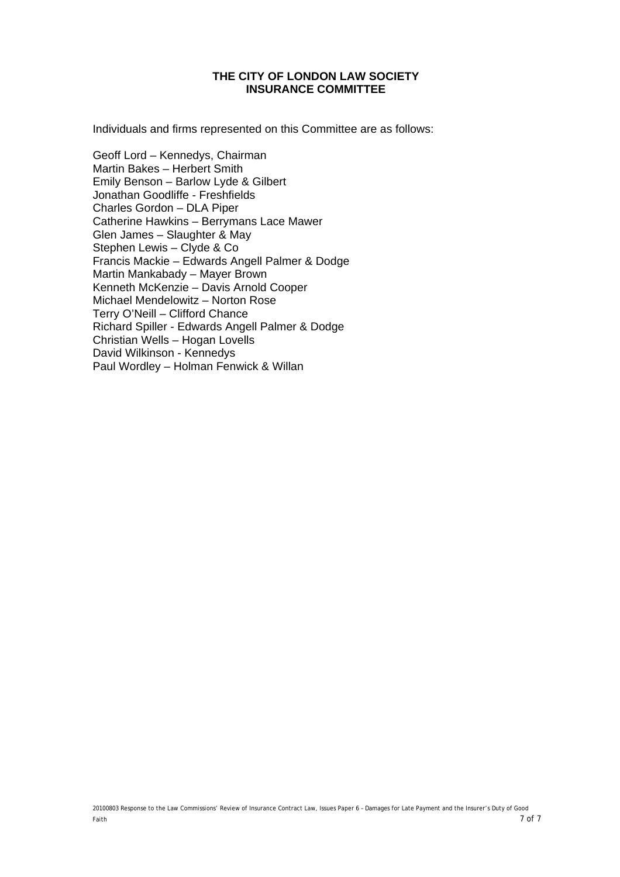**THE CITY OF LONDON LAW SOCIETY**
**INSURANCE COMMITTEE**

Individuals and firms represented on this Committee are as follows:

Geoff Lord – Kennedys, Chairman
Martin Bakes – Herbert Smith
Emily Benson – Barlow Lyde & Gilbert
Jonathan Goodliffe - Freshfields
Charles Gordon – DLA Piper
Catherine Hawkins – Berrymans Lace Mawer
Glen James – Slaughter & May
Stephen Lewis – Clyde & Co
Francis Mackie – Edwards Angell Palmer & Dodge
Martin Mankabady – Mayer Brown
Kenneth McKenzie – Davis Arnold Cooper
Michael Mendelowitz – Norton Rose
Terry O'Neill – Clifford Chance
Richard Spiller - Edwards Angell Palmer & Dodge
Christian Wells – Hogan Lovells
David Wilkinson - Kennedys
Paul Wordley – Holman Fenwick & Willan